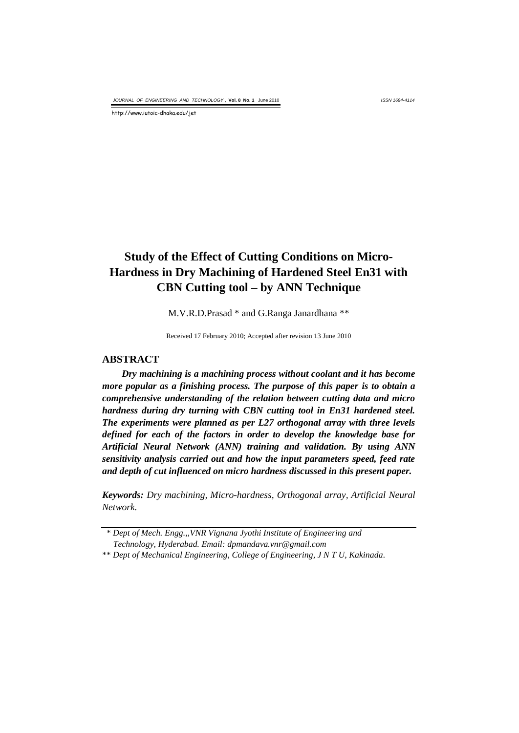# Study of the Effect of Cutting Conditions on Micro-Hardness in Dry Machining of Hardened Steel En31 with CBN Cutting tool – by ANN Technique

M.V.R.D.Prasad * and G.Ranga Janardhana **

Received 17 February 2010; Accepted after revision 13 June 2010

## ABSTRACT

***Dry machining is a machining process without coolant and it has become more popular as a finishing process. The purpose of this paper is to obtain a comprehensive understanding of the relation between cutting data and micro hardness during dry turning with CBN cutting tool in En31 hardened steel. The experiments were planned as per L27 orthogonal array with three levels defined for each of the factors in order to develop the knowledge base for Artificial Neural Network (ANN) training and validation. By using ANN sensitivity analysis carried out and how the input parameters speed, feed rate and depth of cut influenced on micro hardness discussed in this present paper.***

***Keywords:*** *Dry machining, Micro-hardness, Orthogonal array, Artificial Neural Network.*

\* *Dept of Mech. Engg.,,VNR Vignana Jyothi Institute of Engineering and Technology, Hyderabad. Email: dpmandava.vnr@gmail.com*

\*\* *Dept of Mechanical Engineering, College of Engineering, J N T U, Kakinada.*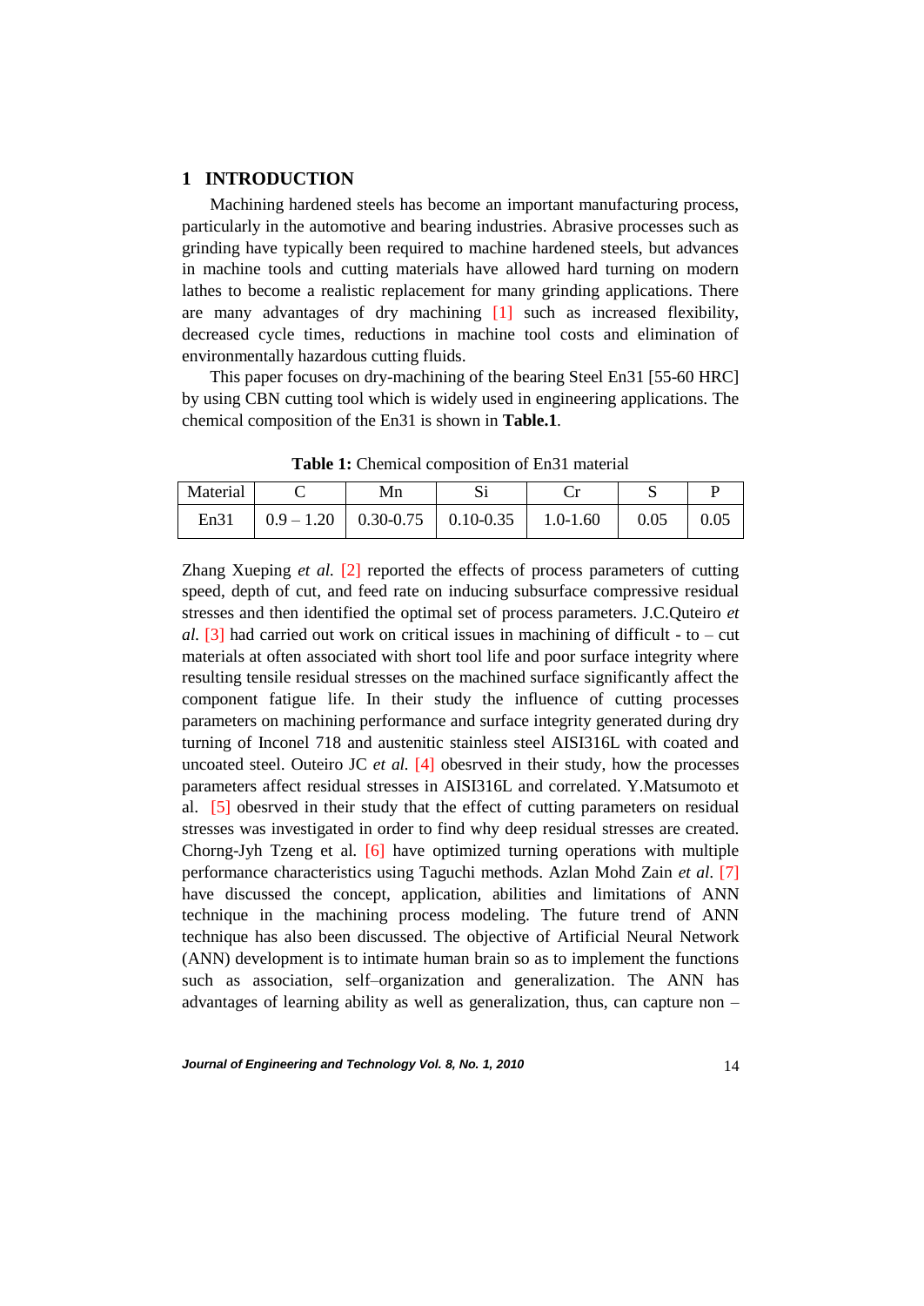## 1 INTRODUCTION

Machining hardened steels has become an important manufacturing process, particularly in the automotive and bearing industries. Abrasive processes such as grinding have typically been required to machine hardened steels, but advances in machine tools and cutting materials have allowed hard turning on modern lathes to become a realistic replacement for many grinding applications. There are many advantages of dry machining [1] such as increased flexibility, decreased cycle times, reductions in machine tool costs and elimination of environmentally hazardous cutting fluids.

This paper focuses on dry-machining of the bearing Steel En31 [55-60 HRC] by using CBN cutting tool which is widely used in engineering applications. The chemical composition of the En31 is shown in **Table.1**.

**Table 1:** Chemical composition of En31 material

| Material | C | Mn | Si | Cr | S | P |
|---|---|---|---|---|---|---|
| En31 | 0.9 – 1.20 | 0.30-0.75 | 0.10-0.35 | 1.0-1.60 | 0.05 | 0.05 |

Zhang Xueping *et al.* [2] reported the effects of process parameters of cutting speed, depth of cut, and feed rate on inducing subsurface compressive residual stresses and then identified the optimal set of process parameters. J.C.Quteiro *et al.* [3] had carried out work on critical issues in machining of difficult - to – cut materials at often associated with short tool life and poor surface integrity where resulting tensile residual stresses on the machined surface significantly affect the component fatigue life. In their study the influence of cutting processes parameters on machining performance and surface integrity generated during dry turning of Inconel 718 and austenitic stainless steel AISI316L with coated and uncoated steel. Outeiro JC *et al.* [4] obesrved in their study, how the processes parameters affect residual stresses in AISI316L and correlated. Y.Matsumoto et al. [5] obesrved in their study that the effect of cutting parameters on residual stresses was investigated in order to find why deep residual stresses are created. Chorng-Jyh Tzeng et al. [6] have optimized turning operations with multiple performance characteristics using Taguchi methods. Azlan Mohd Zain *et al.* [7] have discussed the concept, application, abilities and limitations of ANN technique in the machining process modeling. The future trend of ANN technique has also been discussed. The objective of Artificial Neural Network (ANN) development is to intimate human brain so as to implement the functions such as association, self–organization and generalization. The ANN has advantages of learning ability as well as generalization, thus, can capture non –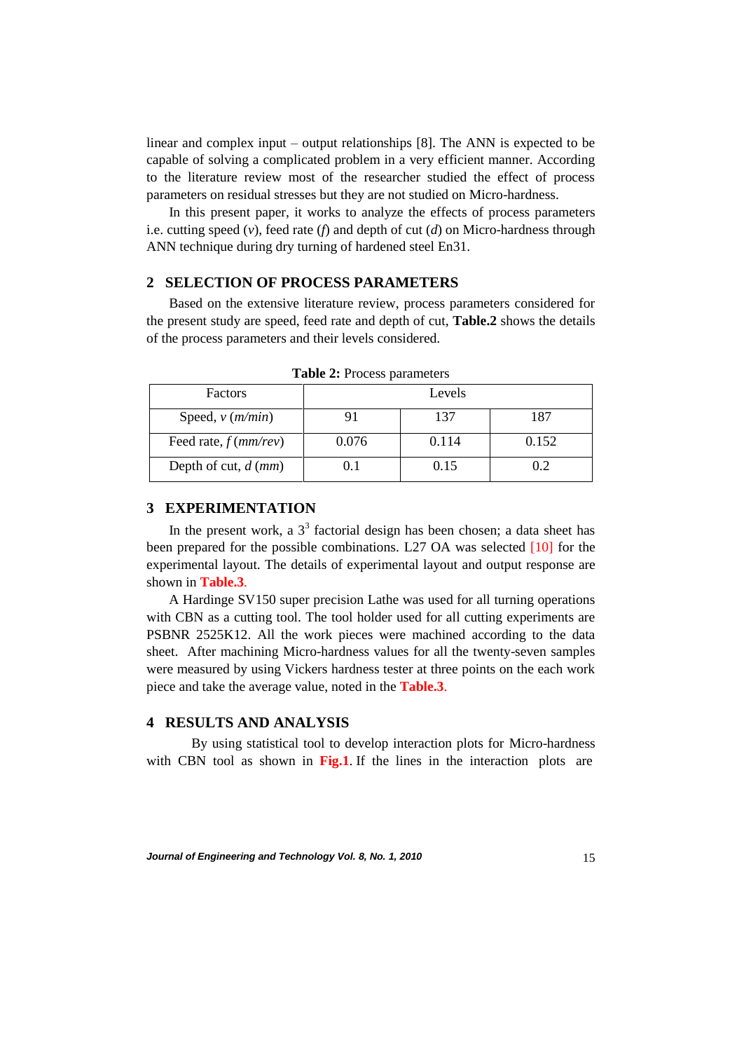linear and complex input – output relationships [8]. The ANN is expected to be capable of solving a complicated problem in a very efficient manner. According to the literature review most of the researcher studied the effect of process parameters on residual stresses but they are not studied on Micro-hardness.

In this present paper, it works to analyze the effects of process parameters i.e. cutting speed ($v$), feed rate ($f$) and depth of cut ($d$) on Micro-hardness through ANN technique during dry turning of hardened steel En31.

## 2 SELECTION OF PROCESS PARAMETERS

Based on the extensive literature review, process parameters considered for the present study are speed, feed rate and depth of cut, **Table.2** shows the details of the process parameters and their levels considered.

**Table 2:** Process parameters

| Factors | Levels | | |
|---|---|---|---|
| Speed, $v$ (*m/min*) | 91 | 137 | 187 |
| Feed rate, $f$ (*mm/rev*) | 0.076 | 0.114 | 0.152 |
| Depth of cut, $d$ (*mm*) | 0.1 | 0.15 | 0.2 |

## 3 EXPERIMENTATION

In the present work, a $3^3$ factorial design has been chosen; a data sheet has been prepared for the possible combinations. L27 OA was selected [10] for the experimental layout. The details of experimental layout and output response are shown in **Table.3**.

A Hardinge SV150 super precision Lathe was used for all turning operations with CBN as a cutting tool. The tool holder used for all cutting experiments are PSBNR 2525K12. All the work pieces were machined according to the data sheet. After machining Micro-hardness values for all the twenty-seven samples were measured by using Vickers hardness tester at three points on the each work piece and take the average value, noted in the **Table.3**.

## 4 RESULTS AND ANALYSIS

By using statistical tool to develop interaction plots for Micro-hardness with CBN tool as shown in **Fig.1**. If the lines in the interaction plots are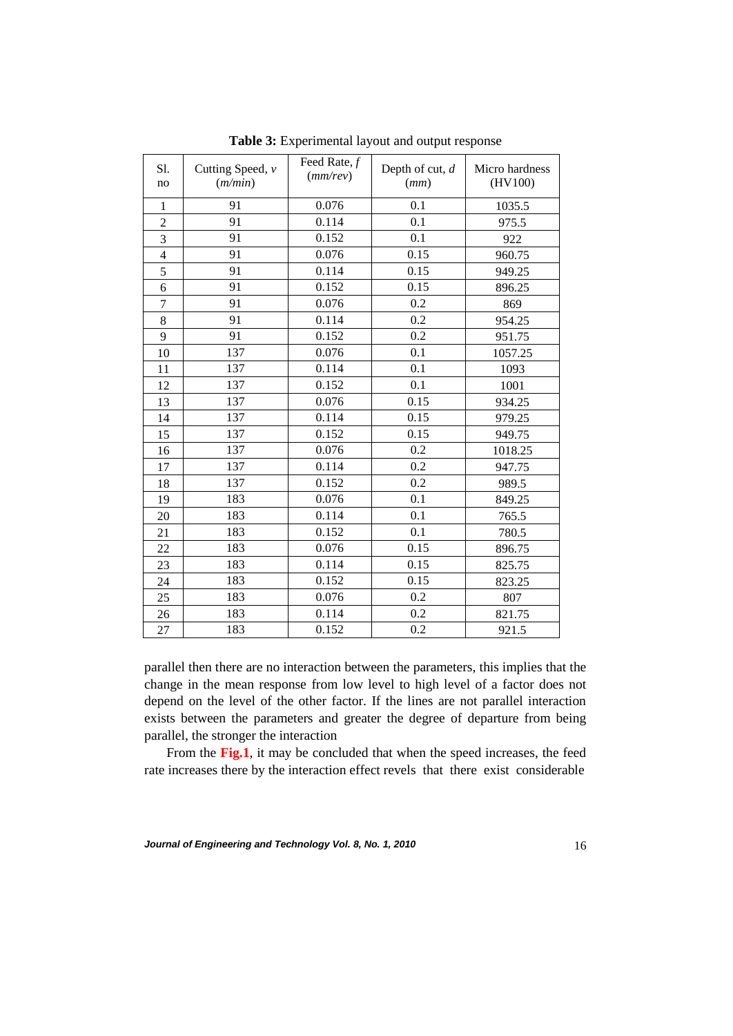**Table 3:** Experimental layout and output response

| Sl. no | Cutting Speed, *v* (*m/min*) | Feed Rate, *f* (*mm/rev*) | Depth of cut, *d* (*mm*) | Micro hardness (HV100) |
|---|---|---|---|---|
| 1 | 91 | 0.076 | 0.1 | 1035.5 |
| 2 | 91 | 0.114 | 0.1 | 975.5 |
| 3 | 91 | 0.152 | 0.1 | 922 |
| 4 | 91 | 0.076 | 0.15 | 960.75 |
| 5 | 91 | 0.114 | 0.15 | 949.25 |
| 6 | 91 | 0.152 | 0.15 | 896.25 |
| 7 | 91 | 0.076 | 0.2 | 869 |
| 8 | 91 | 0.114 | 0.2 | 954.25 |
| 9 | 91 | 0.152 | 0.2 | 951.75 |
| 10 | 137 | 0.076 | 0.1 | 1057.25 |
| 11 | 137 | 0.114 | 0.1 | 1093 |
| 12 | 137 | 0.152 | 0.1 | 1001 |
| 13 | 137 | 0.076 | 0.15 | 934.25 |
| 14 | 137 | 0.114 | 0.15 | 979.25 |
| 15 | 137 | 0.152 | 0.15 | 949.75 |
| 16 | 137 | 0.076 | 0.2 | 1018.25 |
| 17 | 137 | 0.114 | 0.2 | 947.75 |
| 18 | 137 | 0.152 | 0.2 | 989.5 |
| 19 | 183 | 0.076 | 0.1 | 849.25 |
| 20 | 183 | 0.114 | 0.1 | 765.5 |
| 21 | 183 | 0.152 | 0.1 | 780.5 |
| 22 | 183 | 0.076 | 0.15 | 896.75 |
| 23 | 183 | 0.114 | 0.15 | 825.75 |
| 24 | 183 | 0.152 | 0.15 | 823.25 |
| 25 | 183 | 0.076 | 0.2 | 807 |
| 26 | 183 | 0.114 | 0.2 | 821.75 |
| 27 | 183 | 0.152 | 0.2 | 921.5 |

parallel then there are no interaction between the parameters, this implies that the change in the mean response from low level to high level of a factor does not depend on the level of the other factor. If the lines are not parallel interaction exists between the parameters and greater the degree of departure from being parallel, the stronger the interaction

From the **Fig.1**, it may be concluded that when the speed increases, the feed rate increases there by the interaction effect revels that there exist considerable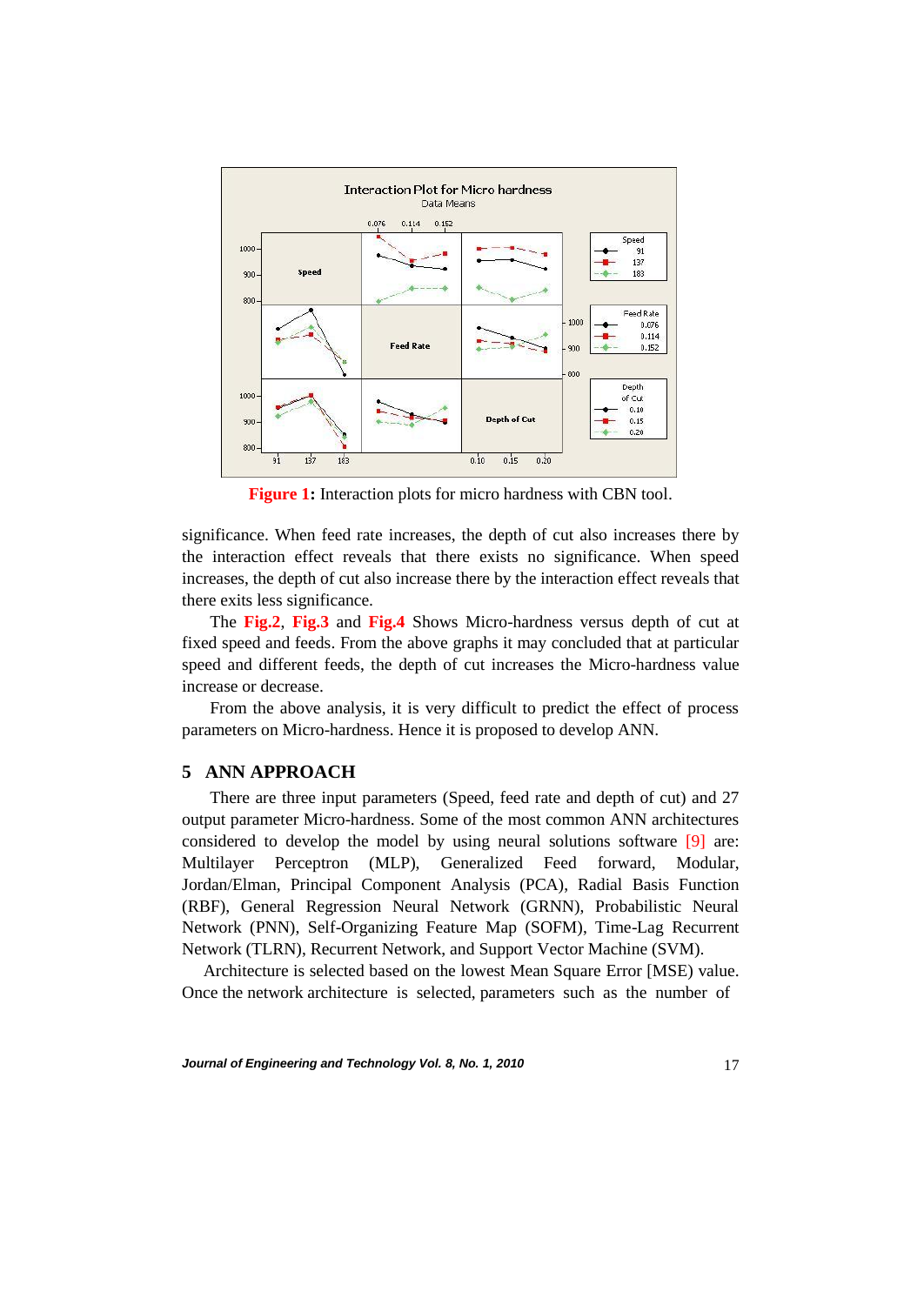Figure 1: Interaction plots for micro hardness with CBN tool.

significance. When feed rate increases, the depth of cut also increases there by the interaction effect reveals that there exists no significance. When speed increases, the depth of cut also increase there by the interaction effect reveals that there exits less significance.

The Fig.2, Fig.3 and Fig.4 Shows Micro-hardness versus depth of cut at fixed speed and feeds. From the above graphs it may concluded that at particular speed and different feeds, the depth of cut increases the Micro-hardness value increase or decrease.

From the above analysis, it is very difficult to predict the effect of process parameters on Micro-hardness. Hence it is proposed to develop ANN.

## 5 ANN APPROACH

There are three input parameters (Speed, feed rate and depth of cut) and 27 output parameter Micro-hardness. Some of the most common ANN architectures considered to develop the model by using neural solutions software [9] are: Multilayer Perceptron (MLP), Generalized Feed forward, Modular, Jordan/Elman, Principal Component Analysis (PCA), Radial Basis Function (RBF), General Regression Neural Network (GRNN), Probabilistic Neural Network (PNN), Self-Organizing Feature Map (SOFM), Time-Lag Recurrent Network (TLRN), Recurrent Network, and Support Vector Machine (SVM).

Architecture is selected based on the lowest Mean Square Error [MSE] value. Once the network architecture is selected, parameters such as the number of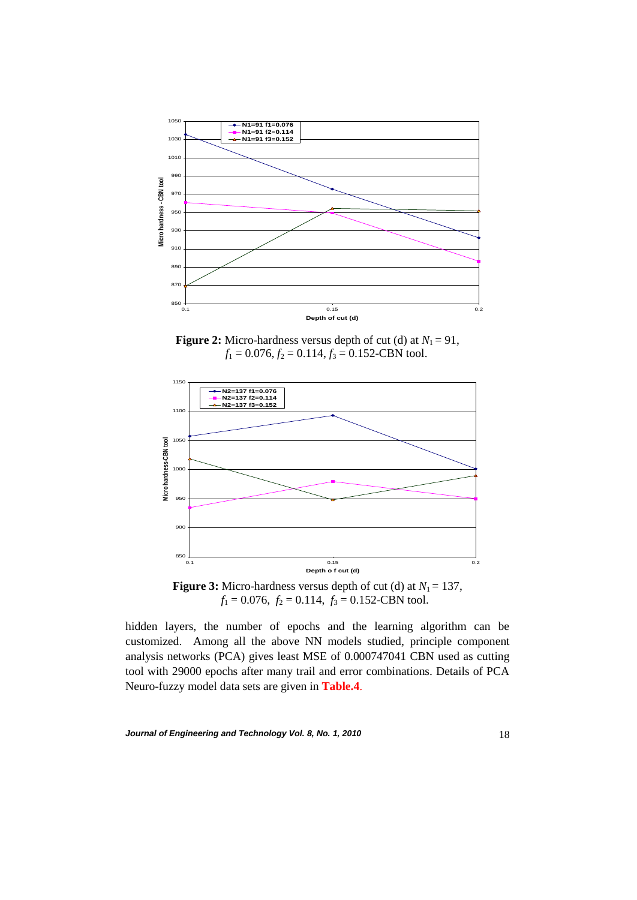**Figure 2:** Micro-hardness versus depth of cut (d) at $N_1 = 91$, $f_1 = 0.076$, $f_2 = 0.114$, $f_3 = 0.152$-CBN tool.

**Figure 3:** Micro-hardness versus depth of cut (d) at $N_1 = 137$, $f_1 = 0.076$, $f_2 = 0.114$, $f_3 = 0.152$-CBN tool.

hidden layers, the number of epochs and the learning algorithm can be customized. Among all the above NN models studied, principle component analysis networks (PCA) gives least MSE of 0.000747041 CBN used as cutting tool with 29000 epochs after many trail and error combinations. Details of PCA Neuro-fuzzy model data sets are given in **Table.4**.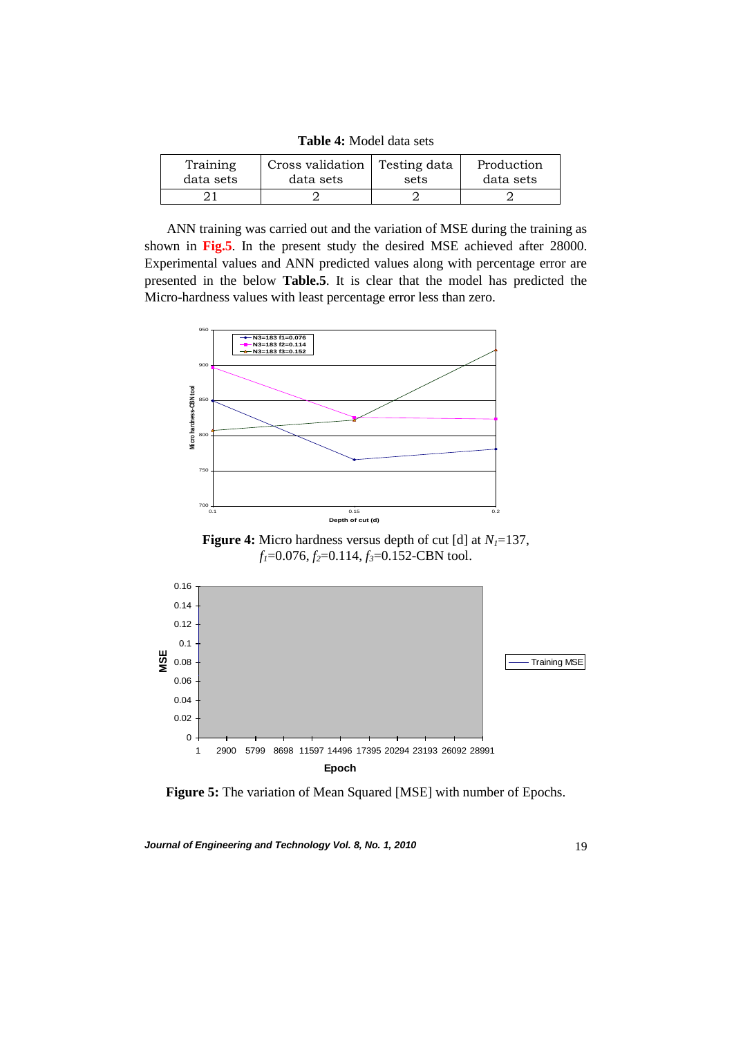**Table 4:** Model data sets

| Training data sets | Cross validation data sets | Testing data sets | Production data sets |
|---|---|---|---|
| 21 | 2 | 2 | 2 |

ANN training was carried out and the variation of MSE during the training as shown in **Fig.5**. In the present study the desired MSE achieved after 28000. Experimental values and ANN predicted values along with percentage error are presented in the below **Table.5**. It is clear that the model has predicted the Micro-hardness values with least percentage error less than zero.

**Figure 4:** Micro hardness versus depth of cut [d] at $N_1$=137, $f_1$=0.076, $f_2$=0.114, $f_3$=0.152-CBN tool.

**Figure 5:** The variation of Mean Squared [MSE] with number of Epochs.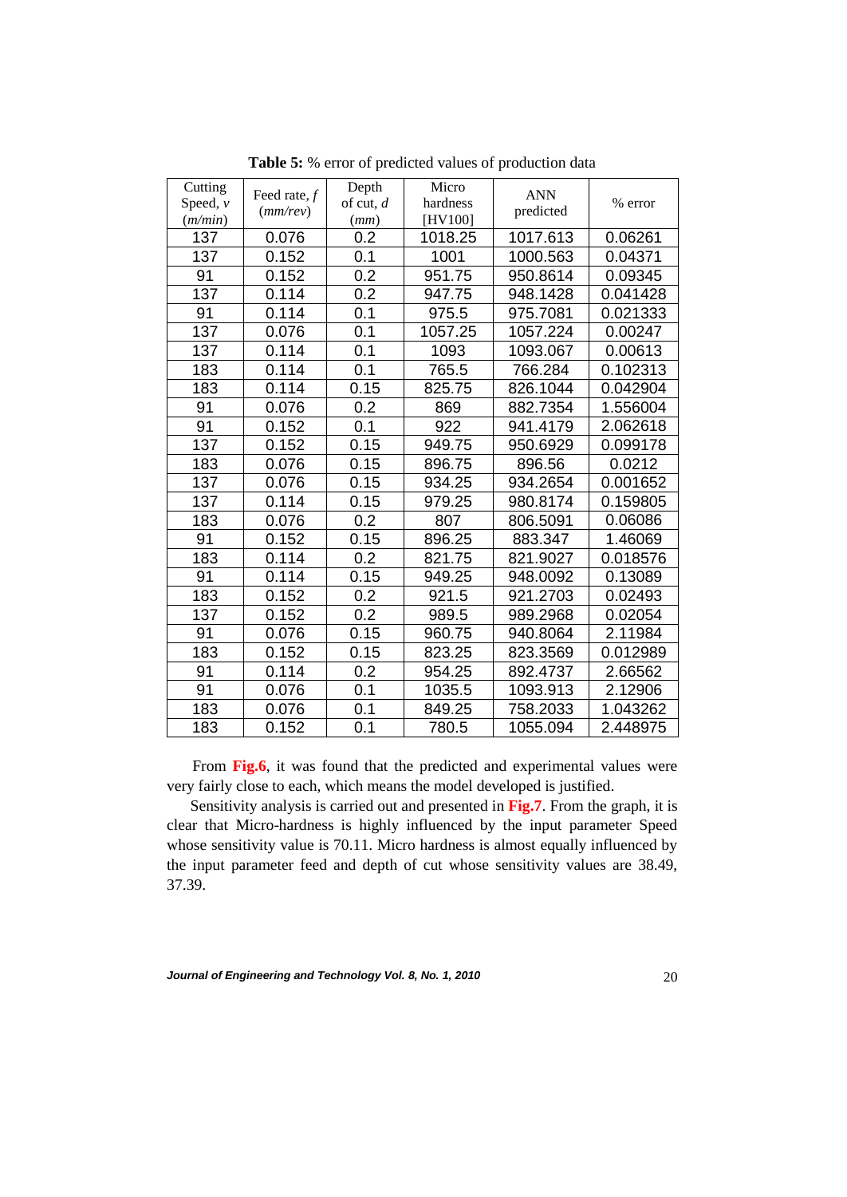**Table 5:** % error of predicted values of production data

| Cutting Speed, *v* (*m/min*) | Feed rate, *f* (*mm/rev*) | Depth of cut, *d* (*mm*) | Micro hardness [HV100] | ANN predicted | % error |
|---|---|---|---|---|---|
| 137 | 0.076 | 0.2 | 1018.25 | 1017.613 | 0.06261 |
| 137 | 0.152 | 0.1 | 1001 | 1000.563 | 0.04371 |
| 91 | 0.152 | 0.2 | 951.75 | 950.8614 | 0.09345 |
| 137 | 0.114 | 0.2 | 947.75 | 948.1428 | 0.041428 |
| 91 | 0.114 | 0.1 | 975.5 | 975.7081 | 0.021333 |
| 137 | 0.076 | 0.1 | 1057.25 | 1057.224 | 0.00247 |
| 137 | 0.114 | 0.1 | 1093 | 1093.067 | 0.00613 |
| 183 | 0.114 | 0.1 | 765.5 | 766.284 | 0.102313 |
| 183 | 0.114 | 0.15 | 825.75 | 826.1044 | 0.042904 |
| 91 | 0.076 | 0.2 | 869 | 882.7354 | 1.556004 |
| 91 | 0.152 | 0.1 | 922 | 941.4179 | 2.062618 |
| 137 | 0.152 | 0.15 | 949.75 | 950.6929 | 0.099178 |
| 183 | 0.076 | 0.15 | 896.75 | 896.56 | 0.0212 |
| 137 | 0.076 | 0.15 | 934.25 | 934.2654 | 0.001652 |
| 137 | 0.114 | 0.15 | 979.25 | 980.8174 | 0.159805 |
| 183 | 0.076 | 0.2 | 807 | 806.5091 | 0.06086 |
| 91 | 0.152 | 0.15 | 896.25 | 883.347 | 1.46069 |
| 183 | 0.114 | 0.2 | 821.75 | 821.9027 | 0.018576 |
| 91 | 0.114 | 0.15 | 949.25 | 948.0092 | 0.13089 |
| 183 | 0.152 | 0.2 | 921.5 | 921.2703 | 0.02493 |
| 137 | 0.152 | 0.2 | 989.5 | 989.2968 | 0.02054 |
| 91 | 0.076 | 0.15 | 960.75 | 940.8064 | 2.11984 |
| 183 | 0.152 | 0.15 | 823.25 | 823.3569 | 0.012989 |
| 91 | 0.114 | 0.2 | 954.25 | 892.4737 | 2.66562 |
| 91 | 0.076 | 0.1 | 1035.5 | 1093.913 | 2.12906 |
| 183 | 0.076 | 0.1 | 849.25 | 758.2033 | 1.043262 |
| 183 | 0.152 | 0.1 | 780.5 | 1055.094 | 2.448975 |

From **Fig.6**, it was found that the predicted and experimental values were very fairly close to each, which means the model developed is justified.

Sensitivity analysis is carried out and presented in **Fig.7**. From the graph, it is clear that Micro-hardness is highly influenced by the input parameter Speed whose sensitivity value is 70.11. Micro hardness is almost equally influenced by the input parameter feed and depth of cut whose sensitivity values are 38.49, 37.39.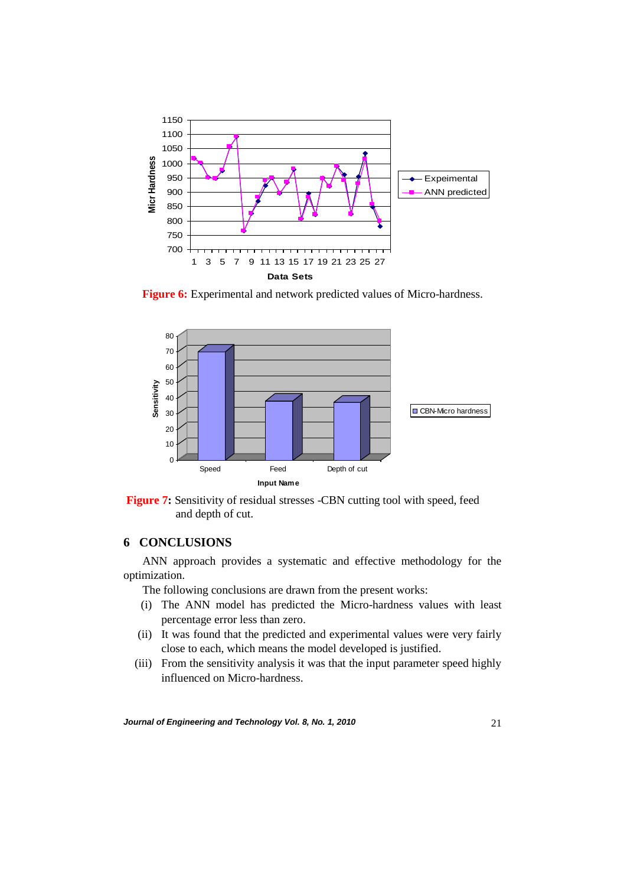**Figure 6:** Experimental and network predicted values of Micro-hardness.

**Figure 7:** Sensitivity of residual stresses -CBN cutting tool with speed, feed and depth of cut.

## 6 CONCLUSIONS

ANN approach provides a systematic and effective methodology for the optimization.

The following conclusions are drawn from the present works:

(i) The ANN model has predicted the Micro-hardness values with least percentage error less than zero.

(ii) It was found that the predicted and experimental values were very fairly close to each, which means the model developed is justified.

(iii) From the sensitivity analysis it was that the input parameter speed highly influenced on Micro-hardness.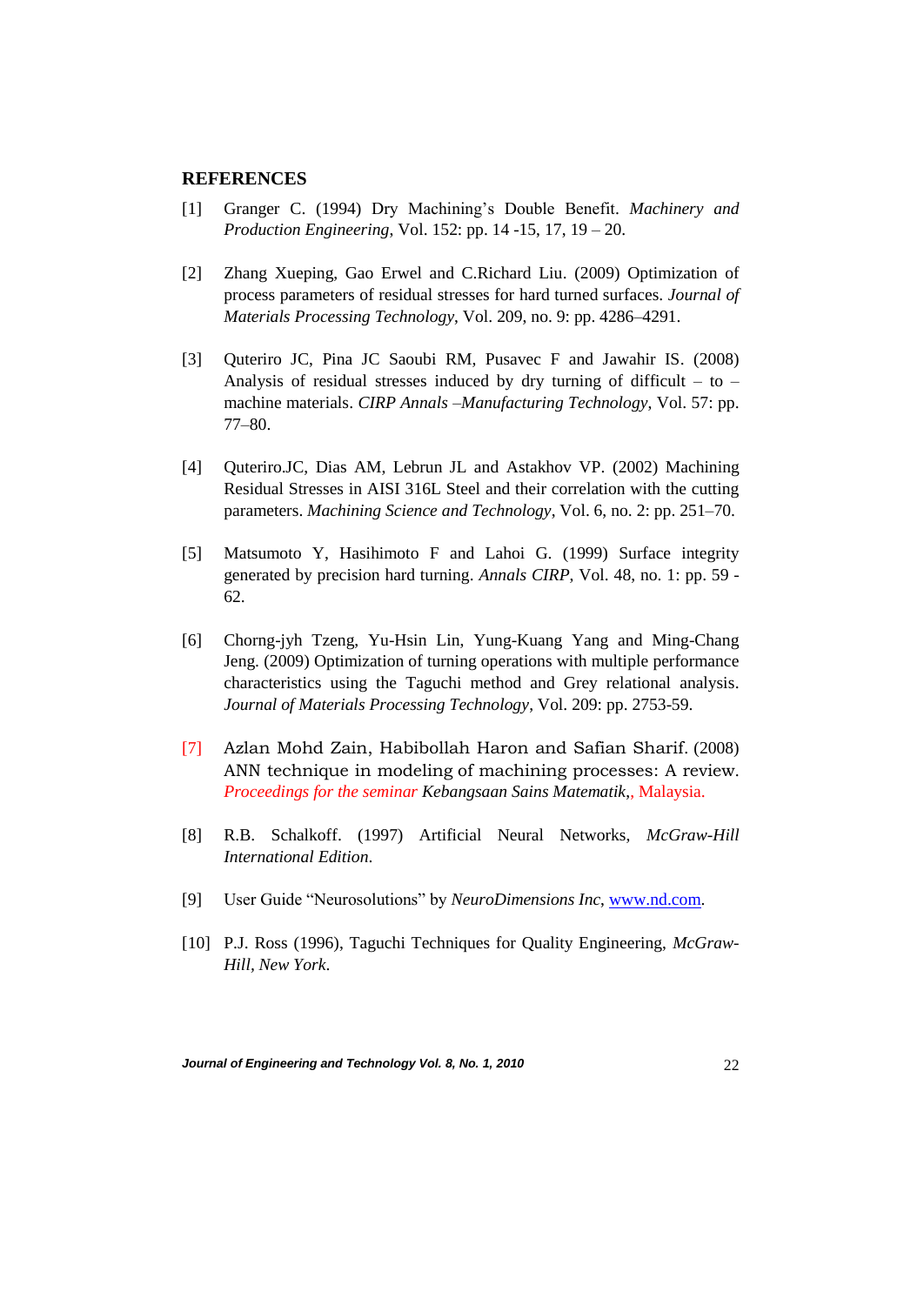## REFERENCES

[1] Granger C. (1994) Dry Machining's Double Benefit. *Machinery and Production Engineering*, Vol. 152: pp. 14 -15, 17, 19 – 20.

[2] Zhang Xueping, Gao Erwel and C.Richard Liu. (2009) Optimization of process parameters of residual stresses for hard turned surfaces. *Journal of Materials Processing Technology*, Vol. 209, no. 9: pp. 4286–4291.

[3] Quteriro JC, Pina JC Saoubi RM, Pusavec F and Jawahir IS. (2008) Analysis of residual stresses induced by dry turning of difficult – to – machine materials. *CIRP Annals –Manufacturing Technology*, Vol. 57: pp. 77–80.

[4] Quteriro.JC, Dias AM, Lebrun JL and Astakhov VP. (2002) Machining Residual Stresses in AISI 316L Steel and their correlation with the cutting parameters. *Machining Science and Technology*, Vol. 6, no. 2: pp. 251–70.

[5] Matsumoto Y, Hasihimoto F and Lahoi G. (1999) Surface integrity generated by precision hard turning. *Annals CIRP*, Vol. 48, no. 1: pp. 59 - 62.

[6] Chorng-jyh Tzeng, Yu-Hsin Lin, Yung-Kuang Yang and Ming-Chang Jeng. (2009) Optimization of turning operations with multiple performance characteristics using the Taguchi method and Grey relational analysis. *Journal of Materials Processing Technology*, Vol. 209: pp. 2753-59.

[7] Azlan Mohd Zain, Habibollah Haron and Safian Sharif. (2008) ANN technique in modeling of machining processes: A review. *Proceedings for the seminar Kebangsaan Sains Matematik*,, Malaysia.

[8] R.B. Schalkoff. (1997) Artificial Neural Networks, *McGraw-Hill International Edition*.

[9] User Guide "Neurosolutions" by *NeuroDimensions Inc*, www.nd.com.

[10] P.J. Ross (1996), Taguchi Techniques for Quality Engineering, *McGraw-Hill, New York*.